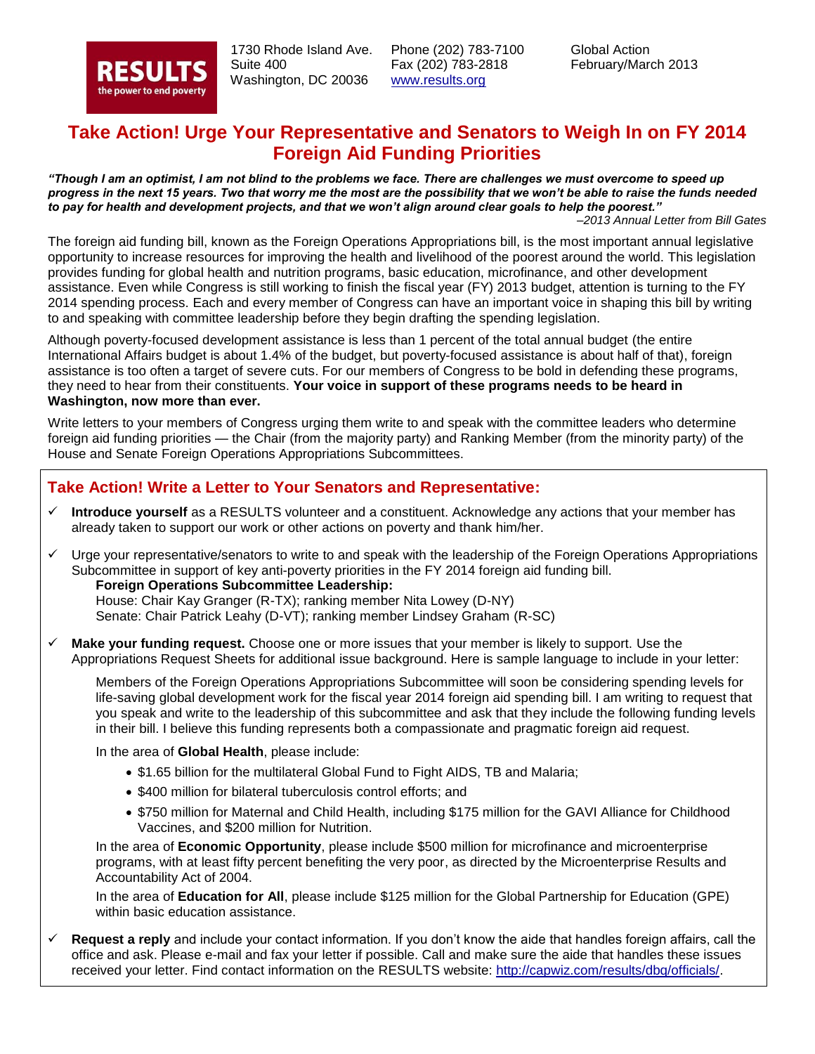RESULTS
the power to end poverty

1730 Rhode Island Ave.
Suite 400
Washington, DC 20036

Phone (202) 783-7100
Fax (202) 783-2818
www.results.org

Global Action
February/March 2013

# Take Action! Urge Your Representative and Senators to Weigh In on FY 2014 Foreign Aid Funding Priorities

***"Though I am an optimist, I am not blind to the problems we face. There are challenges we must overcome to speed up progress in the next 15 years. Two that worry me the most are the possibility that we won't be able to raise the funds needed to pay for health and development projects, and that we won't align around clear goals to help the poorest."***

*–2013 Annual Letter from Bill Gates*

The foreign aid funding bill, known as the Foreign Operations Appropriations bill, is the most important annual legislative opportunity to increase resources for improving the health and livelihood of the poorest around the world. This legislation provides funding for global health and nutrition programs, basic education, microfinance, and other development assistance. Even while Congress is still working to finish the fiscal year (FY) 2013 budget, attention is turning to the FY 2014 spending process. Each and every member of Congress can have an important voice in shaping this bill by writing to and speaking with committee leadership before they begin drafting the spending legislation.

Although poverty-focused development assistance is less than 1 percent of the total annual budget (the entire International Affairs budget is about 1.4% of the budget, but poverty-focused assistance is about half of that), foreign assistance is too often a target of severe cuts. For our members of Congress to be bold in defending these programs, they need to hear from their constituents. **Your voice in support of these programs needs to be heard in Washington, now more than ever.**

Write letters to your members of Congress urging them write to and speak with the committee leaders who determine foreign aid funding priorities — the Chair (from the majority party) and Ranking Member (from the minority party) of the House and Senate Foreign Operations Appropriations Subcommittees.

## Take Action! Write a Letter to Your Senators and Representative:

- ✓ **Introduce yourself** as a RESULTS volunteer and a constituent. Acknowledge any actions that your member has already taken to support our work or other actions on poverty and thank him/her.

- ✓ Urge your representative/senators to write to and speak with the leadership of the Foreign Operations Appropriations Subcommittee in support of key anti-poverty priorities in the FY 2014 foreign aid funding bill.

  **Foreign Operations Subcommittee Leadership:**
  House: Chair Kay Granger (R-TX); ranking member Nita Lowey (D-NY)
  Senate: Chair Patrick Leahy (D-VT); ranking member Lindsey Graham (R-SC)

- ✓ **Make your funding request.** Choose one or more issues that your member is likely to support. Use the Appropriations Request Sheets for additional issue background. Here is sample language to include in your letter:

  Members of the Foreign Operations Appropriations Subcommittee will soon be considering spending levels for life-saving global development work for the fiscal year 2014 foreign aid spending bill. I am writing to request that you speak and write to the leadership of this subcommittee and ask that they include the following funding levels in their bill. I believe this funding represents both a compassionate and pragmatic foreign aid request.

  In the area of **Global Health**, please include:

  - $1.65 billion for the multilateral Global Fund to Fight AIDS, TB and Malaria;
  - $400 million for bilateral tuberculosis control efforts; and
  - $750 million for Maternal and Child Health, including $175 million for the GAVI Alliance for Childhood Vaccines, and $200 million for Nutrition.

  In the area of **Economic Opportunity**, please include $500 million for microfinance and microenterprise programs, with at least fifty percent benefiting the very poor, as directed by the Microenterprise Results and Accountability Act of 2004.

  In the area of **Education for All**, please include $125 million for the Global Partnership for Education (GPE) within basic education assistance.

- ✓ **Request a reply** and include your contact information. If you don't know the aide that handles foreign affairs, call the office and ask. Please e-mail and fax your letter if possible. Call and make sure the aide that handles these issues received your letter. Find contact information on the RESULTS website: http://capwiz.com/results/dbq/officials/.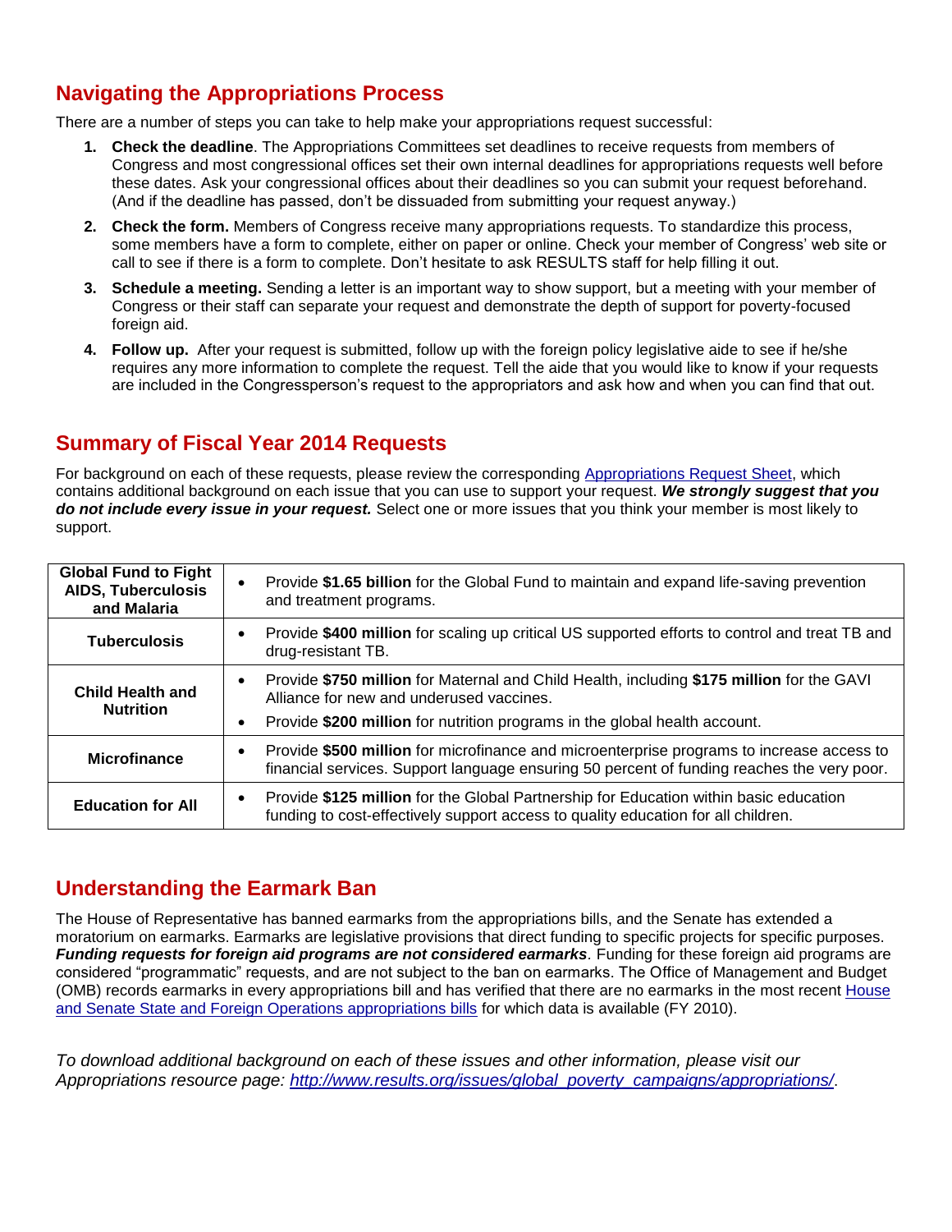## Navigating the Appropriations Process

There are a number of steps you can take to help make your appropriations request successful:

1. **Check the deadline**. The Appropriations Committees set deadlines to receive requests from members of Congress and most congressional offices set their own internal deadlines for appropriations requests well before these dates. Ask your congressional offices about their deadlines so you can submit your request beforehand. (And if the deadline has passed, don't be dissuaded from submitting your request anyway.)
2. **Check the form.** Members of Congress receive many appropriations requests. To standardize this process, some members have a form to complete, either on paper or online. Check your member of Congress' web site or call to see if there is a form to complete. Don't hesitate to ask RESULTS staff for help filling it out.
3. **Schedule a meeting.** Sending a letter is an important way to show support, but a meeting with your member of Congress or their staff can separate your request and demonstrate the depth of support for poverty-focused foreign aid.
4. **Follow up.** After your request is submitted, follow up with the foreign policy legislative aide to see if he/she requires any more information to complete the request. Tell the aide that you would like to know if your requests are included in the Congressperson's request to the appropriators and ask how and when you can find that out.

## Summary of Fiscal Year 2014 Requests

For background on each of these requests, please review the corresponding Appropriations Request Sheet, which contains additional background on each issue that you can use to support your request. ***We strongly suggest that you do not include every issue in your request.*** Select one or more issues that you think your member is most likely to support.

| | |
|---|---|
| **Global Fund to Fight AIDS, Tuberculosis and Malaria** | • Provide **$1.65 billion** for the Global Fund to maintain and expand life-saving prevention and treatment programs. |
| **Tuberculosis** | • Provide **$400 million** for scaling up critical US supported efforts to control and treat TB and drug-resistant TB. |
| **Child Health and Nutrition** | • Provide **$750 million** for Maternal and Child Health, including **$175 million** for the GAVI Alliance for new and underused vaccines.<br>• Provide **$200 million** for nutrition programs in the global health account. |
| **Microfinance** | • Provide **$500 million** for microfinance and microenterprise programs to increase access to financial services. Support language ensuring 50 percent of funding reaches the very poor. |
| **Education for All** | • Provide **$125 million** for the Global Partnership for Education within basic education funding to cost-effectively support access to quality education for all children. |

## Understanding the Earmark Ban

The House of Representative has banned earmarks from the appropriations bills, and the Senate has extended a moratorium on earmarks. Earmarks are legislative provisions that direct funding to specific projects for specific purposes. ***Funding requests for foreign aid programs are not considered earmarks***. Funding for these foreign aid programs are considered "programmatic" requests, and are not subject to the ban on earmarks. The Office of Management and Budget (OMB) records earmarks in every appropriations bill and has verified that there are no earmarks in the most recent House and Senate State and Foreign Operations appropriations bills for which data is available (FY 2010).

*To download additional background on each of these issues and other information, please visit our Appropriations resource page: http://www.results.org/issues/global_poverty_campaigns/appropriations/.*